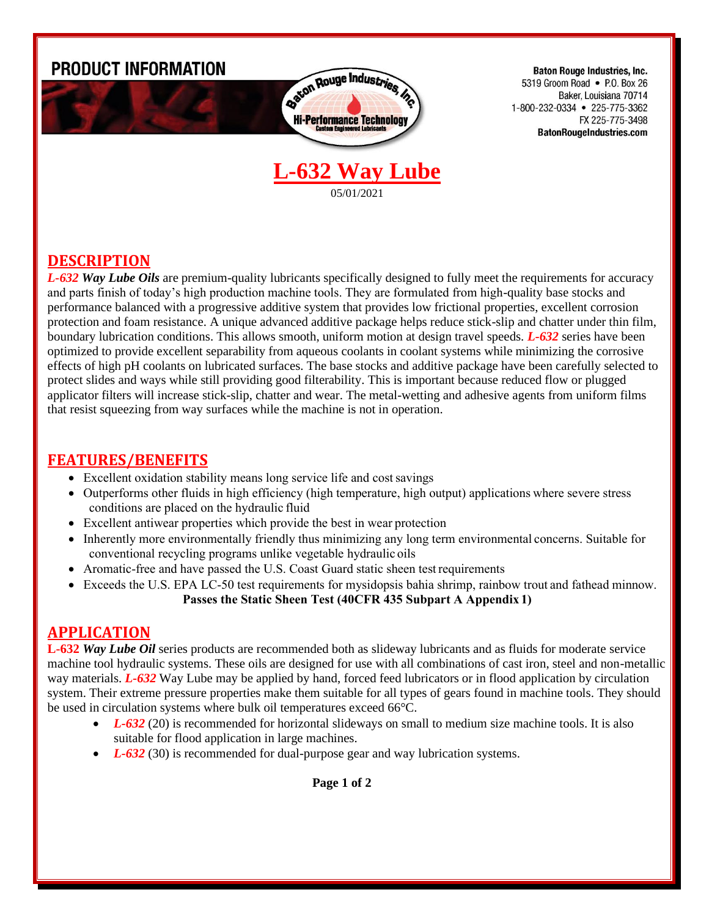**PRODUCT INFORMATION**

**Baton Rouge Industries, Inc.**
5319 Groom Road • P.O. Box 26
Baker, Louisiana 70714
1-800-232-0334 • 225-775-3362
FX 225-775-3498
**BatonRougeIndustries.com**

# L-632 Way Lube

05/01/2021

## DESCRIPTION

***L-632 Way Lube Oils*** are premium-quality lubricants specifically designed to fully meet the requirements for accuracy and parts finish of today's high production machine tools. They are formulated from high-quality base stocks and performance balanced with a progressive additive system that provides low frictional properties, excellent corrosion protection and foam resistance. A unique advanced additive package helps reduce stick-slip and chatter under thin film, boundary lubrication conditions. This allows smooth, uniform motion at design travel speeds. ***L-632*** series have been optimized to provide excellent separability from aqueous coolants in coolant systems while minimizing the corrosive effects of high pH coolants on lubricated surfaces. The base stocks and additive package have been carefully selected to protect slides and ways while still providing good filterability. This is important because reduced flow or plugged applicator filters will increase stick-slip, chatter and wear. The metal-wetting and adhesive agents from uniform films that resist squeezing from way surfaces while the machine is not in operation.

## FEATURES/BENEFITS

- Excellent oxidation stability means long service life and cost savings
- Outperforms other fluids in high efficiency (high temperature, high output) applications where severe stress conditions are placed on the hydraulic fluid
- Excellent antiwear properties which provide the best in wear protection
- Inherently more environmentally friendly thus minimizing any long term environmental concerns. Suitable for conventional recycling programs unlike vegetable hydraulic oils
- Aromatic-free and have passed the U.S. Coast Guard static sheen test requirements
- Exceeds the U.S. EPA LC-50 test requirements for mysidopsis bahia shrimp, rainbow trout and fathead minnow. **Passes the Static Sheen Test (40CFR 435 Subpart A Appendix 1)**

## APPLICATION

**L-632** ***Way Lube Oil*** series products are recommended both as slideway lubricants and as fluids for moderate service machine tool hydraulic systems. These oils are designed for use with all combinations of cast iron, steel and non-metallic way materials. ***L-632*** Way Lube may be applied by hand, forced feed lubricators or in flood application by circulation system. Their extreme pressure properties make them suitable for all types of gears found in machine tools. They should be used in circulation systems where bulk oil temperatures exceed 66°C.

- ***L-632*** (20) is recommended for horizontal slideways on small to medium size machine tools. It is also suitable for flood application in large machines.
- ***L-632*** (30) is recommended for dual-purpose gear and way lubrication systems.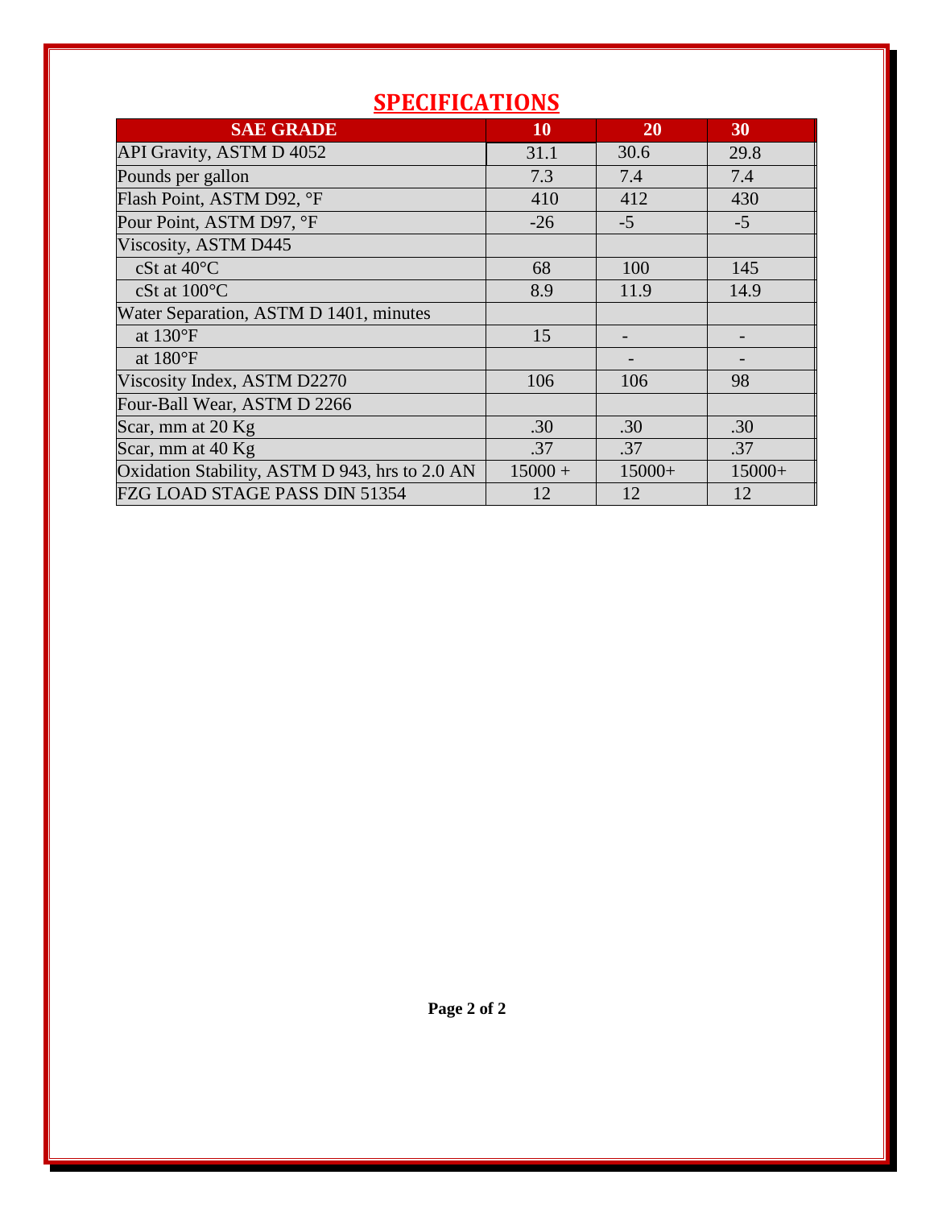## SPECIFICATIONS

| SAE GRADE | 10 | 20 | 30 |
|---|---|---|---|
| API Gravity, ASTM D 4052 | 31.1 | 30.6 | 29.8 |
| Pounds per gallon | 7.3 | 7.4 | 7.4 |
| Flash Point, ASTM D92, °F | 410 | 412 | 430 |
| Pour Point, ASTM D97, °F | -26 | -5 | -5 |
| Viscosity, ASTM D445 | | | |
| cSt at 40°C | 68 | 100 | 145 |
| cSt at 100°C | 8.9 | 11.9 | 14.9 |
| Water Separation, ASTM D 1401, minutes | | | |
| at 130°F | 15 | - | - |
| at 180°F | | - | - |
| Viscosity Index, ASTM D2270 | 106 | 106 | 98 |
| Four-Ball Wear, ASTM D 2266 | | | |
| Scar, mm at 20 Kg | .30 | .30 | .30 |
| Scar, mm at 40 Kg | .37 | .37 | .37 |
| Oxidation Stability, ASTM D 943, hrs to 2.0 AN | 15000 + | 15000+ | 15000+ |
| FZG LOAD STAGE PASS DIN 51354 | 12 | 12 | 12 |